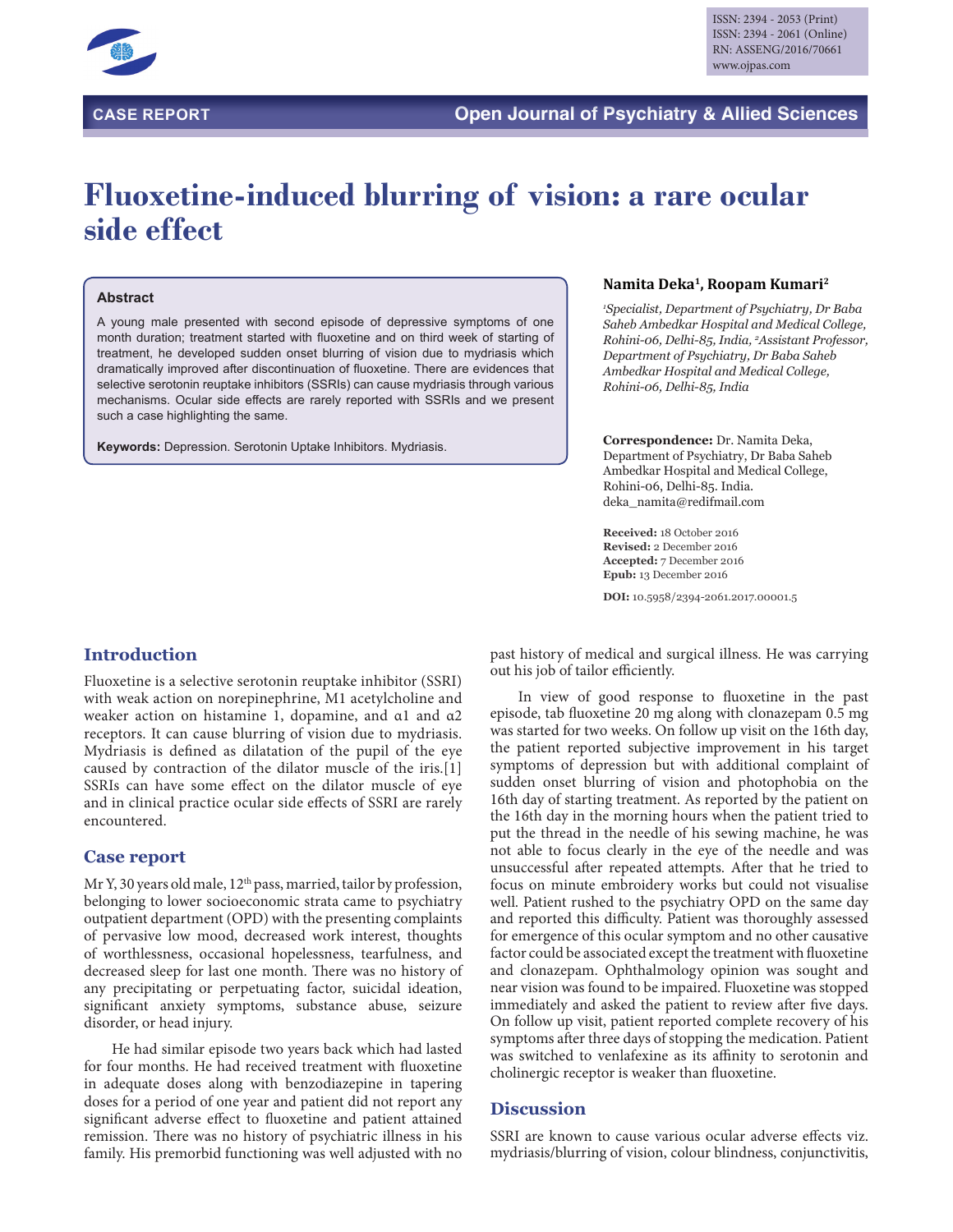CASE REPORT

# Fluoxetine-induced blurring of vision: a rare ocular side effect

**Namita Deka[1], Roopam Kumari[2]**

*[1]Specialist, Department of Psychiatry, Dr Baba Saheb Ambedkar Hospital and Medical College, Rohini-06, Delhi-85, India, [2]Assistant Professor, Department of Psychiatry, Dr Baba Saheb Ambedkar Hospital and Medical College, Rohini-06, Delhi-85, India*

**Correspondence:** Dr. Namita Deka, Department of Psychiatry, Dr Baba Saheb Ambedkar Hospital and Medical College, Rohini-06, Delhi-85. India. deka_namita@rediffmail.com

**Received:** 18 October 2016
**Revised:** 2 December 2016
**Accepted:** 7 December 2016
**Epub:** 13 December 2016

**DOI:** 10.5958/2394-2061.2017.00001.5

### Abstract

A young male presented with second episode of depressive symptoms of one month duration; treatment started with fluoxetine and on third week of starting of treatment, he developed sudden onset blurring of vision due to mydriasis which dramatically improved after discontinuation of fluoxetine. There are evidences that selective serotonin reuptake inhibitors (SSRIs) can cause mydriasis through various mechanisms. Ocular side effects are rarely reported with SSRIs and we present such a case highlighting the same.

**Keywords:** Depression. Serotonin Uptake Inhibitors. Mydriasis.

## Introduction

Fluoxetine is a selective serotonin reuptake inhibitor (SSRI) with weak action on norepinephrine, M1 acetylcholine and weaker action on histamine 1, dopamine, and α1 and α2 receptors. It can cause blurring of vision due to mydriasis. Mydriasis is defined as dilatation of the pupil of the eye caused by contraction of the dilator muscle of the iris.[1] SSRIs can have some effect on the dilator muscle of eye and in clinical practice ocular side effects of SSRI are rarely encountered.

## Case report

Mr Y, 30 years old male, 12th pass, married, tailor by profession, belonging to lower socioeconomic strata came to psychiatry outpatient department (OPD) with the presenting complaints of pervasive low mood, decreased work interest, thoughts of worthlessness, occasional hopelessness, tearfulness, and decreased sleep for last one month. There was no history of any precipitating or perpetuating factor, suicidal ideation, significant anxiety symptoms, substance abuse, seizure disorder, or head injury.

He had similar episode two years back which had lasted for four months. He had received treatment with fluoxetine in adequate doses along with benzodiazepine in tapering doses for a period of one year and patient did not report any significant adverse effect to fluoxetine and patient attained remission. There was no history of psychiatric illness in his family. His premorbid functioning was well adjusted with no past history of medical and surgical illness. He was carrying out his job of tailor efficiently.

In view of good response to fluoxetine in the past episode, tab fluoxetine 20 mg along with clonazepam 0.5 mg was started for two weeks. On follow up visit on the 16th day, the patient reported subjective improvement in his target symptoms of depression but with additional complaint of sudden onset blurring of vision and photophobia on the 16th day of starting treatment. As reported by the patient on the 16th day in the morning hours when the patient tried to put the thread in the needle of his sewing machine, he was not able to focus clearly in the eye of the needle and was unsuccessful after repeated attempts. After that he tried to focus on minute embroidery works but could not visualise well. Patient rushed to the psychiatry OPD on the same day and reported this difficulty. Patient was thoroughly assessed for emergence of this ocular symptom and no other causative factor could be associated except the treatment with fluoxetine and clonazepam. Ophthalmology opinion was sought and near vision was found to be impaired. Fluoxetine was stopped immediately and asked the patient to review after five days. On follow up visit, patient reported complete recovery of his symptoms after three days of stopping the medication. Patient was switched to venlafexine as its affinity to serotonin and cholinergic receptor is weaker than fluoxetine.

## Discussion

SSRI are known to cause various ocular adverse effects viz. mydriasis/blurring of vision, colour blindness, conjunctivitis,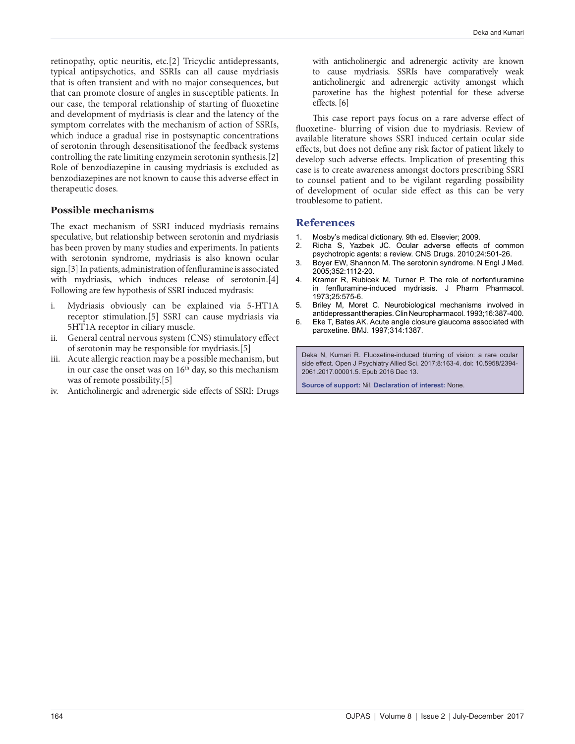retinopathy, optic neuritis, etc.[2] Tricyclic antidepressants, typical antipsychotics, and SSRIs can all cause mydriasis that is often transient and with no major consequences, but that can promote closure of angles in susceptible patients. In our case, the temporal relationship of starting of fluoxetine and development of mydriasis is clear and the latency of the symptom correlates with the mechanism of action of SSRIs, which induce a gradual rise in postsynaptic concentrations of serotonin through desensitisationof the feedback systems controlling the rate limiting enzymein serotonin synthesis.[2] Role of benzodiazepine in causing mydriasis is excluded as benzodiazepines are not known to cause this adverse effect in therapeutic doses.

### Possible mechanisms

The exact mechanism of SSRI induced mydriasis remains speculative, but relationship between serotonin and mydriasis has been proven by many studies and experiments. In patients with serotonin syndrome, mydriasis is also known ocular sign.[3] In patients, administration of fenfluramine is associated with mydriasis, which induces release of serotonin.[4] Following are few hypothesis of SSRI induced mydrasis:

i. Mydriasis obviously can be explained via 5-HT1A receptor stimulation.[5] SSRI can cause mydriasis via 5HT1A receptor in ciliary muscle.
ii. General central nervous system (CNS) stimulatory effect of serotonin may be responsible for mydriasis.[5]
iii. Acute allergic reaction may be a possible mechanism, but in our case the onset was on 16th day, so this mechanism was of remote possibility.[5]
iv. Anticholinergic and adrenergic side effects of SSRI: Drugs with anticholinergic and adrenergic activity are known to cause mydriasis. SSRIs have comparatively weak anticholinergic and adrenergic activity amongst which paroxetine has the highest potential for these adverse effects. [6]

This case report pays focus on a rare adverse effect of fluoxetine- blurring of vision due to mydriasis. Review of available literature shows SSRI induced certain ocular side effects, but does not define any risk factor of patient likely to develop such adverse effects. Implication of presenting this case is to create awareness amongst doctors prescribing SSRI to counsel patient and to be vigilant regarding possibility of development of ocular side effect as this can be very troublesome to patient.

## References

1. Mosby's medical dictionary. 9th ed. Elsevier; 2009.
2. Richa S, Yazbek JC. Ocular adverse effects of common psychotropic agents: a review. CNS Drugs. 2010;24:501-26.
3. Boyer EW, Shannon M. The serotonin syndrome. N Engl J Med. 2005;352:1112-20.
4. Kramer R, Rubicek M, Turner P. The role of norfenfluramine in fenfluramine-induced mydriasis. J Pharm Pharmacol. 1973;25:575-6.
5. Briley M, Moret C. Neurobiological mechanisms involved in antidepressant therapies. Clin Neuropharmacol. 1993;16:387-400.
6. Eke T, Bates AK. Acute angle closure glaucoma associated with paroxetine. BMJ. 1997;314:1387.

Deka N, Kumari R. Fluoxetine-induced blurring of vision: a rare ocular side effect. Open J Psychiatry Allied Sci. 2017;8:163-4. doi: 10.5958/2394-2061.2017.00001.5. Epub 2016 Dec 13.

**Source of support:** Nil. **Declaration of interest:** None.